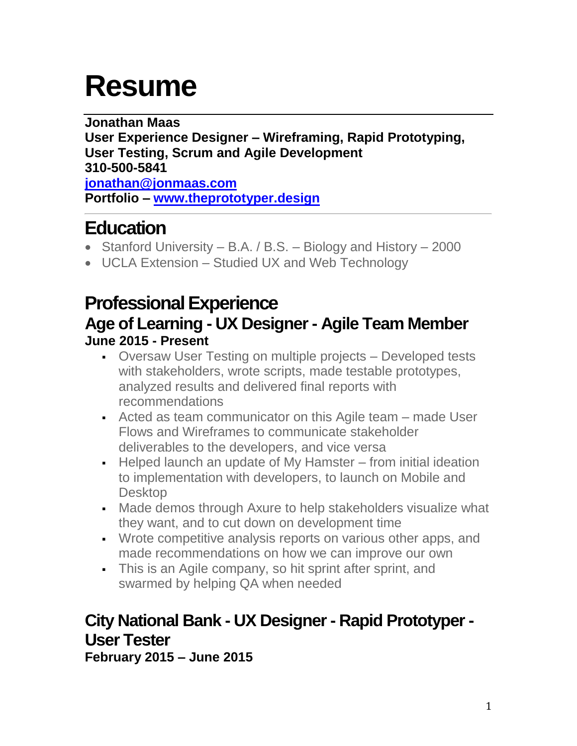# Resume

**Jonathan Maas**
**User Experience Designer – Wireframing, Rapid Prototyping, User Testing, Scrum and Agile Development**
**310-500-5841**
**jonathan@jonmaas.com**
**Portfolio – www.theprototyper.design**

---

## Education

- Stanford University – B.A. / B.S. – Biology and History – 2000
- UCLA Extension – Studied UX and Web Technology

## Professional Experience

### Age of Learning - UX Designer - Agile Team Member

**June 2015 - Present**

- Oversaw User Testing on multiple projects – Developed tests with stakeholders, wrote scripts, made testable prototypes, analyzed results and delivered final reports with recommendations
- Acted as team communicator on this Agile team – made User Flows and Wireframes to communicate stakeholder deliverables to the developers, and vice versa
- Helped launch an update of My Hamster – from initial ideation to implementation with developers, to launch on Mobile and Desktop
- Made demos through Axure to help stakeholders visualize what they want, and to cut down on development time
- Wrote competitive analysis reports on various other apps, and made recommendations on how we can improve our own
- This is an Agile company, so hit sprint after sprint, and swarmed by helping QA when needed

### City National Bank - UX Designer - Rapid Prototyper - User Tester

**February 2015 – June 2015**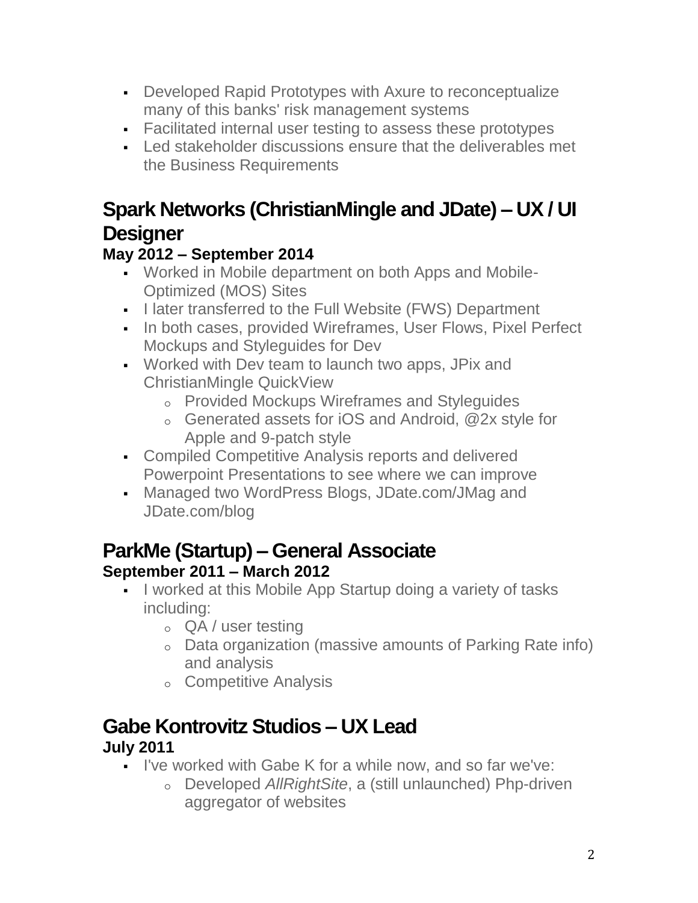- Developed Rapid Prototypes with Axure to reconceptualize many of this banks' risk management systems
- Facilitated internal user testing to assess these prototypes
- Led stakeholder discussions ensure that the deliverables met the Business Requirements

## Spark Networks (ChristianMingle and JDate) – UX / UI Designer

**May 2012 – September 2014**

- Worked in Mobile department on both Apps and Mobile-Optimized (MOS) Sites
- I later transferred to the Full Website (FWS) Department
- In both cases, provided Wireframes, User Flows, Pixel Perfect Mockups and Styleguides for Dev
- Worked with Dev team to launch two apps, JPix and ChristianMingle QuickView
  - Provided Mockups Wireframes and Styleguides
  - Generated assets for iOS and Android, @2x style for Apple and 9-patch style
- Compiled Competitive Analysis reports and delivered Powerpoint Presentations to see where we can improve
- Managed two WordPress Blogs, JDate.com/JMag and JDate.com/blog

## ParkMe (Startup) – General Associate

**September 2011 – March 2012**

- I worked at this Mobile App Startup doing a variety of tasks including:
  - QA / user testing
  - Data organization (massive amounts of Parking Rate info) and analysis
  - Competitive Analysis

## Gabe Kontrovitz Studios – UX Lead

**July 2011**

- I've worked with Gabe K for a while now, and so far we've:
  - Developed *AllRightSite*, a (still unlaunched) Php-driven aggregator of websites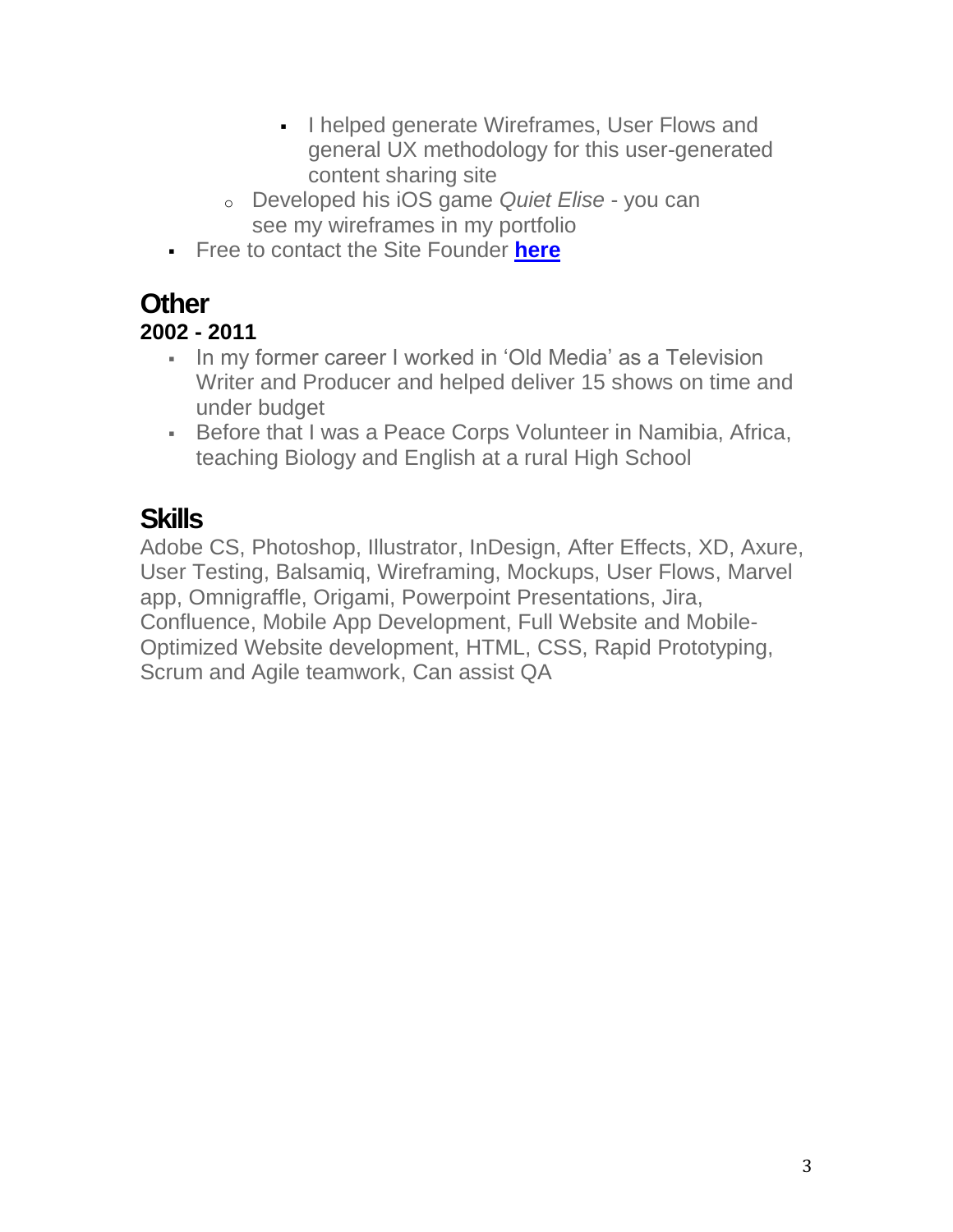- I helped generate Wireframes, User Flows and general UX methodology for this user-generated content sharing site
    - Developed his iOS game *Quiet Elise* - you can see my wireframes in my portfolio
- Free to contact the Site Founder **here**

## Other

**2002 - 2011**

- In my former career I worked in 'Old Media' as a Television Writer and Producer and helped deliver 15 shows on time and under budget
- Before that I was a Peace Corps Volunteer in Namibia, Africa, teaching Biology and English at a rural High School

## Skills

Adobe CS, Photoshop, Illustrator, InDesign, After Effects, XD, Axure, User Testing, Balsamiq, Wireframing, Mockups, User Flows, Marvel app, Omnigraffle, Origami, Powerpoint Presentations, Jira, Confluence, Mobile App Development, Full Website and Mobile-Optimized Website development, HTML, CSS, Rapid Prototyping, Scrum and Agile teamwork, Can assist QA